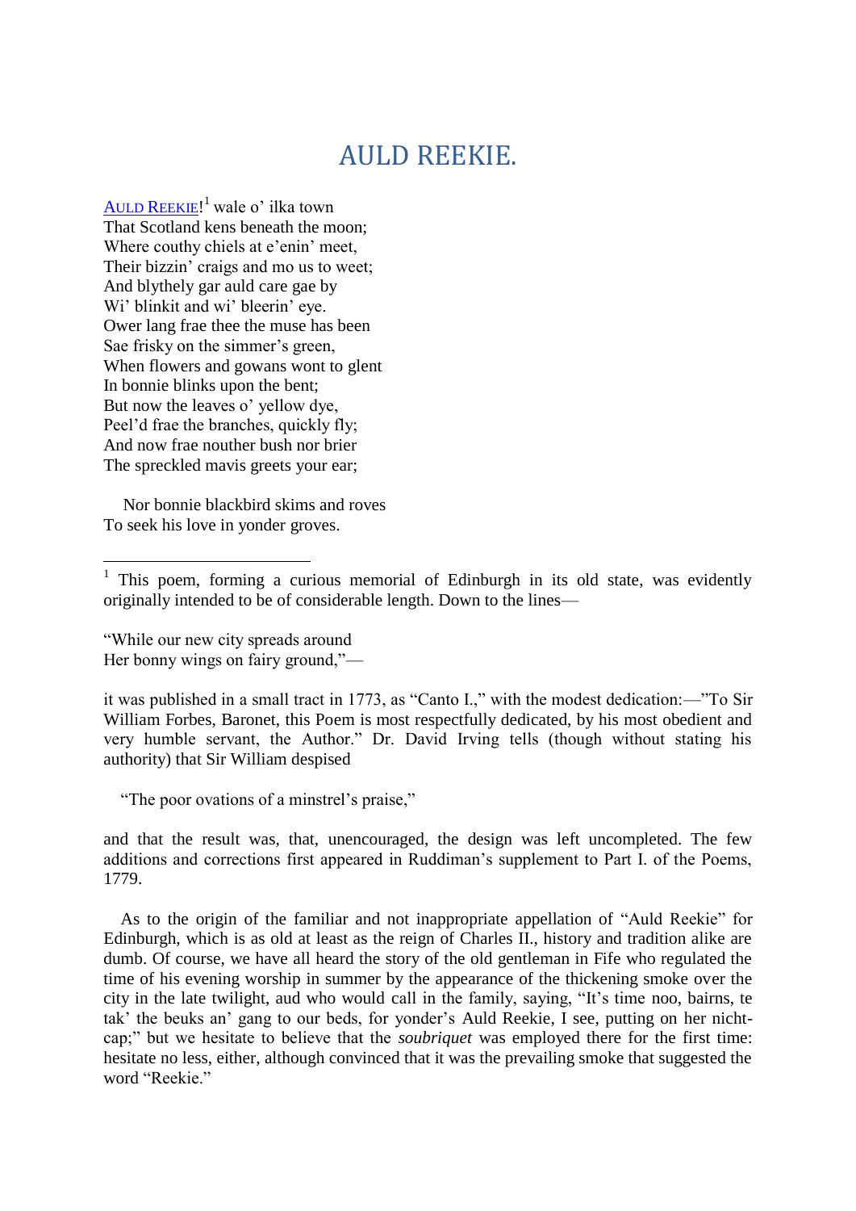# AULD REEKIE.

AULD REEKIE![1] wale o' ilka town
That Scotland kens beneath the moon;
Where couthy chiels at e'enin' meet,
Their bizzin' craigs and mo us to weet;
And blythely gar auld care gae by
Wi' blinkit and wi' bleerin' eye.
Ower lang frae thee the muse has been
Sae frisky on the simmer's green,
When flowers and gowans wont to glent
In bonnie blinks upon the bent;
But now the leaves o' yellow dye,
Peel'd frae the branches, quickly fly;
And now frae nouther bush nor brier
The spreckled mavis greets your ear;

Nor bonnie blackbird skims and roves
To seek his love in yonder groves.

---

[1] This poem, forming a curious memorial of Edinburgh in its old state, was evidently originally intended to be of considerable length. Down to the lines—

"While our new city spreads around
Her bonny wings on fairy ground,"—

it was published in a small tract in 1773, as "Canto I.," with the modest dedication:—"To Sir William Forbes, Baronet, this Poem is most respectfully dedicated, by his most obedient and very humble servant, the Author." Dr. David Irving tells (though without stating his authority) that Sir William despised

"The poor ovations of a minstrel's praise,"

and that the result was, that, unencouraged, the design was left uncompleted. The few additions and corrections first appeared in Ruddiman's supplement to Part I. of the Poems, 1779.

As to the origin of the familiar and not inappropriate appellation of "Auld Reekie" for Edinburgh, which is as old at least as the reign of Charles II., history and tradition alike are dumb. Of course, we have all heard the story of the old gentleman in Fife who regulated the time of his evening worship in summer by the appearance of the thickening smoke over the city in the late twilight, aud who would call in the family, saying, "It's time noo, bairns, te tak' the beuks an' gang to our beds, for yonder's Auld Reekie, I see, putting on her nicht-cap;" but we hesitate to believe that the *soubriquet* was employed there for the first time: hesitate no less, either, although convinced that it was the prevailing smoke that suggested the word "Reekie."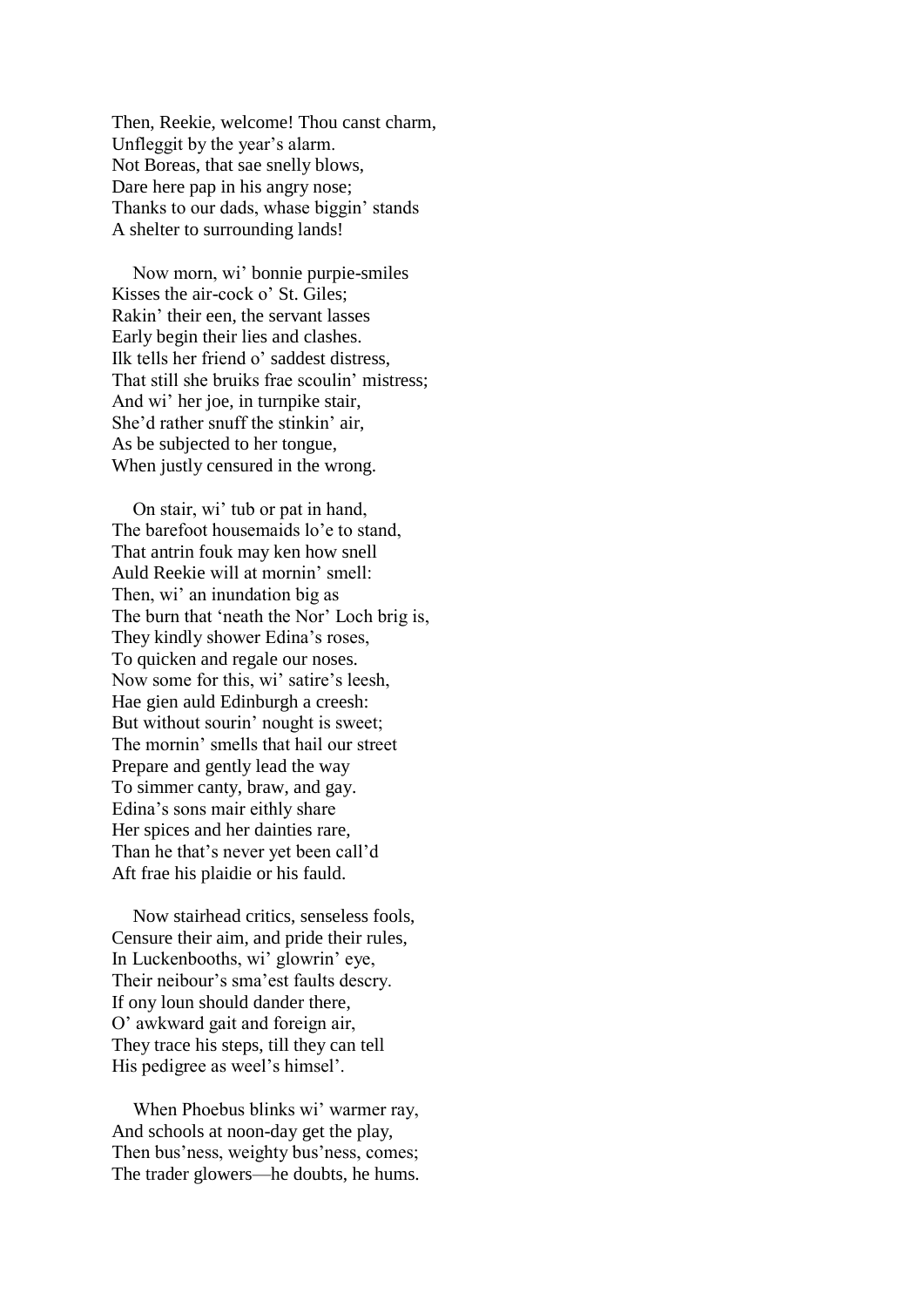Then, Reekie, welcome! Thou canst charm,
Unfleggit by the year's alarm.
Not Boreas, that sae snelly blows,
Dare here pap in his angry nose;
Thanks to our dads, whase biggin' stands
A shelter to surrounding lands!

Now morn, wi' bonnie purpie-smiles
Kisses the air-cock o' St. Giles;
Rakin' their een, the servant lasses
Early begin their lies and clashes.
Ilk tells her friend o' saddest distress,
That still she bruiks frae scoulin' mistress;
And wi' her joe, in turnpike stair,
She'd rather snuff the stinkin' air,
As be subjected to her tongue,
When justly censured in the wrong.

On stair, wi' tub or pat in hand,
The barefoot housemaids lo'e to stand,
That antrin fouk may ken how snell
Auld Reekie will at mornin' smell:
Then, wi' an inundation big as
The burn that 'neath the Nor' Loch brig is,
They kindly shower Edina's roses,
To quicken and regale our noses.
Now some for this, wi' satire's leesh,
Hae gien auld Edinburgh a creesh:
But without sourin' nought is sweet;
The mornin' smells that hail our street
Prepare and gently lead the way
To simmer canty, braw, and gay.
Edina's sons mair eithly share
Her spices and her dainties rare,
Than he that's never yet been call'd
Aft frae his plaidie or his fauld.

Now stairhead critics, senseless fools,
Censure their aim, and pride their rules,
In Luckenbooths, wi' glowrin' eye,
Their neibour's sma'est faults descry.
If ony loun should dander there,
O' awkward gait and foreign air,
They trace his steps, till they can tell
His pedigree as weel's himsel'.

When Phoebus blinks wi' warmer ray,
And schools at noon-day get the play,
Then bus'ness, weighty bus'ness, comes;
The trader glowers—he doubts, he hums.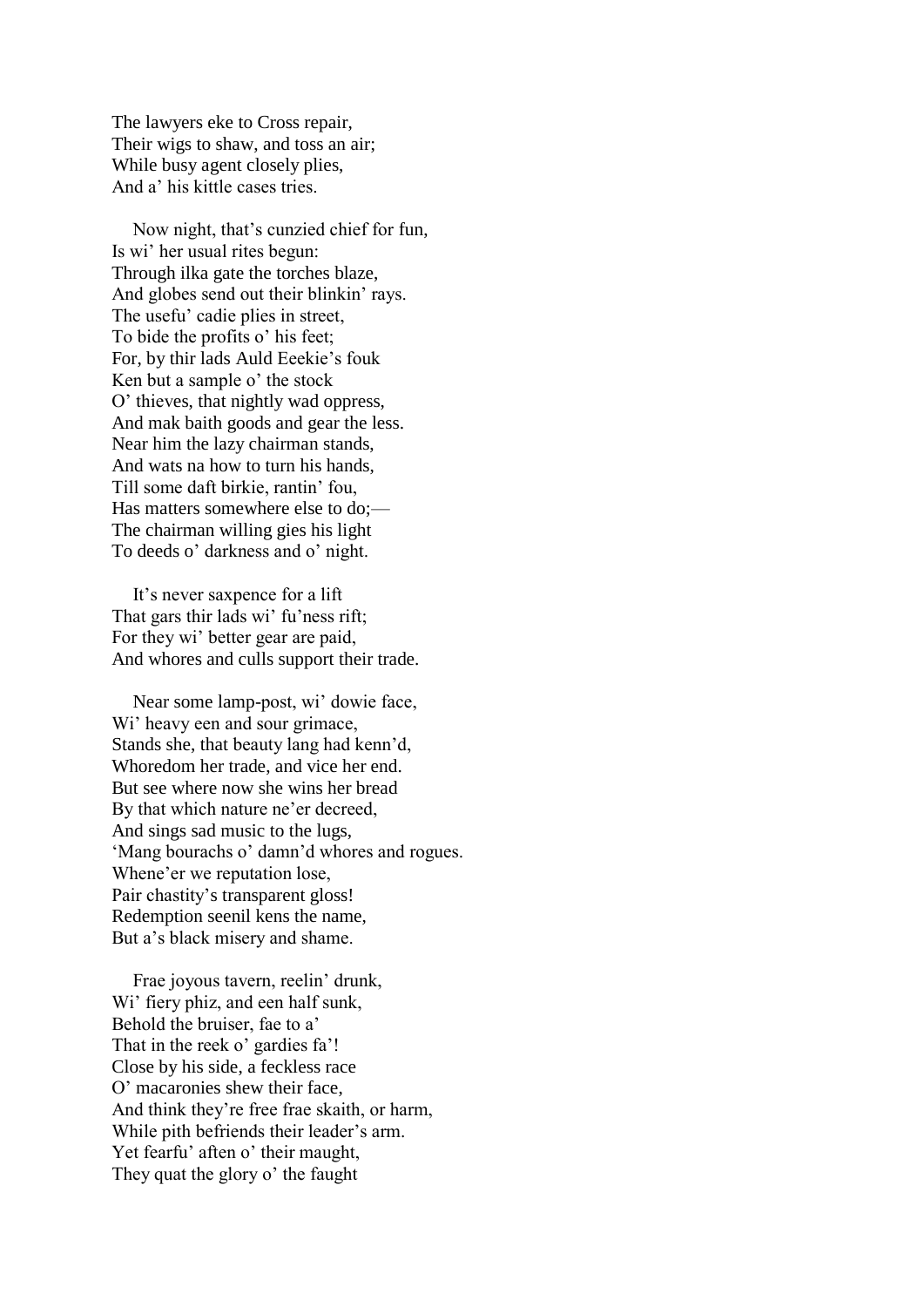The lawyers eke to Cross repair,
Their wigs to shaw, and toss an air;
While busy agent closely plies,
And a' his kittle cases tries.

Now night, that's cunzied chief for fun,
Is wi' her usual rites begun:
Through ilka gate the torches blaze,
And globes send out their blinkin' rays.
The usefu' cadie plies in street,
To bide the profits o' his feet;
For, by thir lads Auld Eeekie's fouk
Ken but a sample o' the stock
O' thieves, that nightly wad oppress,
And mak baith goods and gear the less.
Near him the lazy chairman stands,
And wats na how to turn his hands,
Till some daft birkie, rantin' fou,
Has matters somewhere else to do;—
The chairman willing gies his light
To deeds o' darkness and o' night.

It's never saxpence for a lift
That gars thir lads wi' fu'ness rift;
For they wi' better gear are paid,
And whores and culls support their trade.

Near some lamp-post, wi' dowie face,
Wi' heavy een and sour grimace,
Stands she, that beauty lang had kenn'd,
Whoredom her trade, and vice her end.
But see where now she wins her bread
By that which nature ne'er decreed,
And sings sad music to the lugs,
'Mang bourachs o' damn'd whores and rogues.
Whene'er we reputation lose,
Pair chastity's transparent gloss!
Redemption seenil kens the name,
But a's black misery and shame.

Frae joyous tavern, reelin' drunk,
Wi' fiery phiz, and een half sunk,
Behold the bruiser, fae to a'
That in the reek o' gardies fa'!
Close by his side, a feckless race
O' macaronies shew their face,
And think they're free frae skaith, or harm,
While pith befriends their leader's arm.
Yet fearfu' aften o' their maught,
They quat the glory o' the faught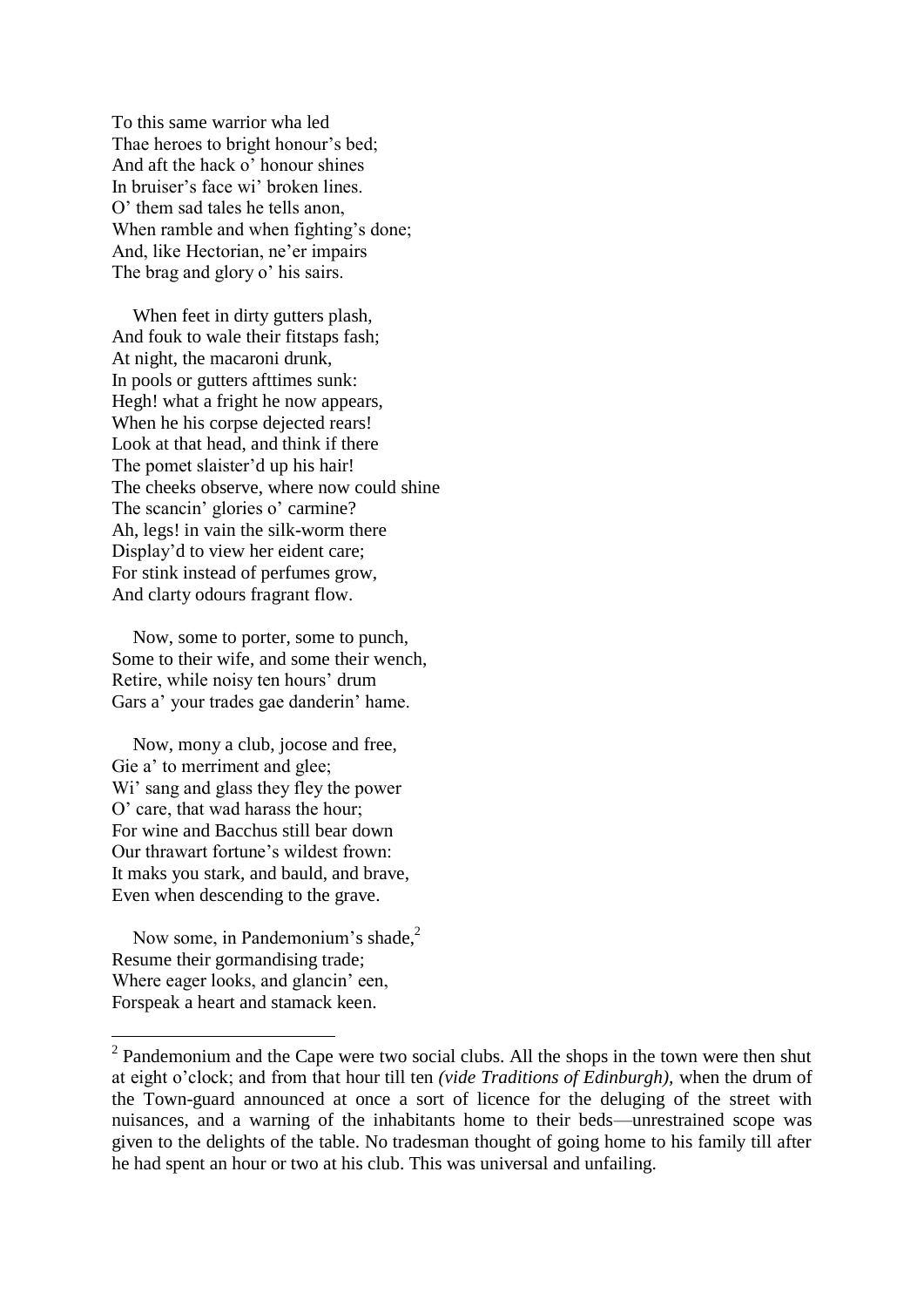To this same warrior wha led
Thae heroes to bright honour's bed;
And aft the hack o' honour shines
In bruiser's face wi' broken lines.
O' them sad tales he tells anon,
When ramble and when fighting's done;
And, like Hectorian, ne'er impairs
The brag and glory o' his sairs.

When feet in dirty gutters plash,
And fouk to wale their fitstaps fash;
At night, the macaroni drunk,
In pools or gutters afttimes sunk:
Hegh! what a fright he now appears,
When he his corpse dejected rears!
Look at that head, and think if there
The pomet slaister'd up his hair!
The cheeks observe, where now could shine
The scancin' glories o' carmine?
Ah, legs! in vain the silk-worm there
Display'd to view her eident care;
For stink instead of perfumes grow,
And clarty odours fragrant flow.

Now, some to porter, some to punch,
Some to their wife, and some their wench,
Retire, while noisy ten hours' drum
Gars a' your trades gae danderin' hame.

Now, mony a club, jocose and free,
Gie a' to merriment and glee;
Wi' sang and glass they fley the power
O' care, that wad harass the hour;
For wine and Bacchus still bear down
Our thrawart fortune's wildest frown:
It maks you stark, and bauld, and brave,
Even when descending to the grave.

Now some, in Pandemonium's shade,[2]
Resume their gormandising trade;
Where eager looks, and glancin' een,
Forspeak a heart and stamack keen.

---

[2] Pandemonium and the Cape were two social clubs. All the shops in the town were then shut at eight o'clock; and from that hour till ten *(vide Traditions of Edinburgh),* when the drum of the Town-guard announced at once a sort of licence for the deluging of the street with nuisances, and a warning of the inhabitants home to their beds—unrestrained scope was given to the delights of the table. No tradesman thought of going home to his family till after he had spent an hour or two at his club. This was universal and unfailing.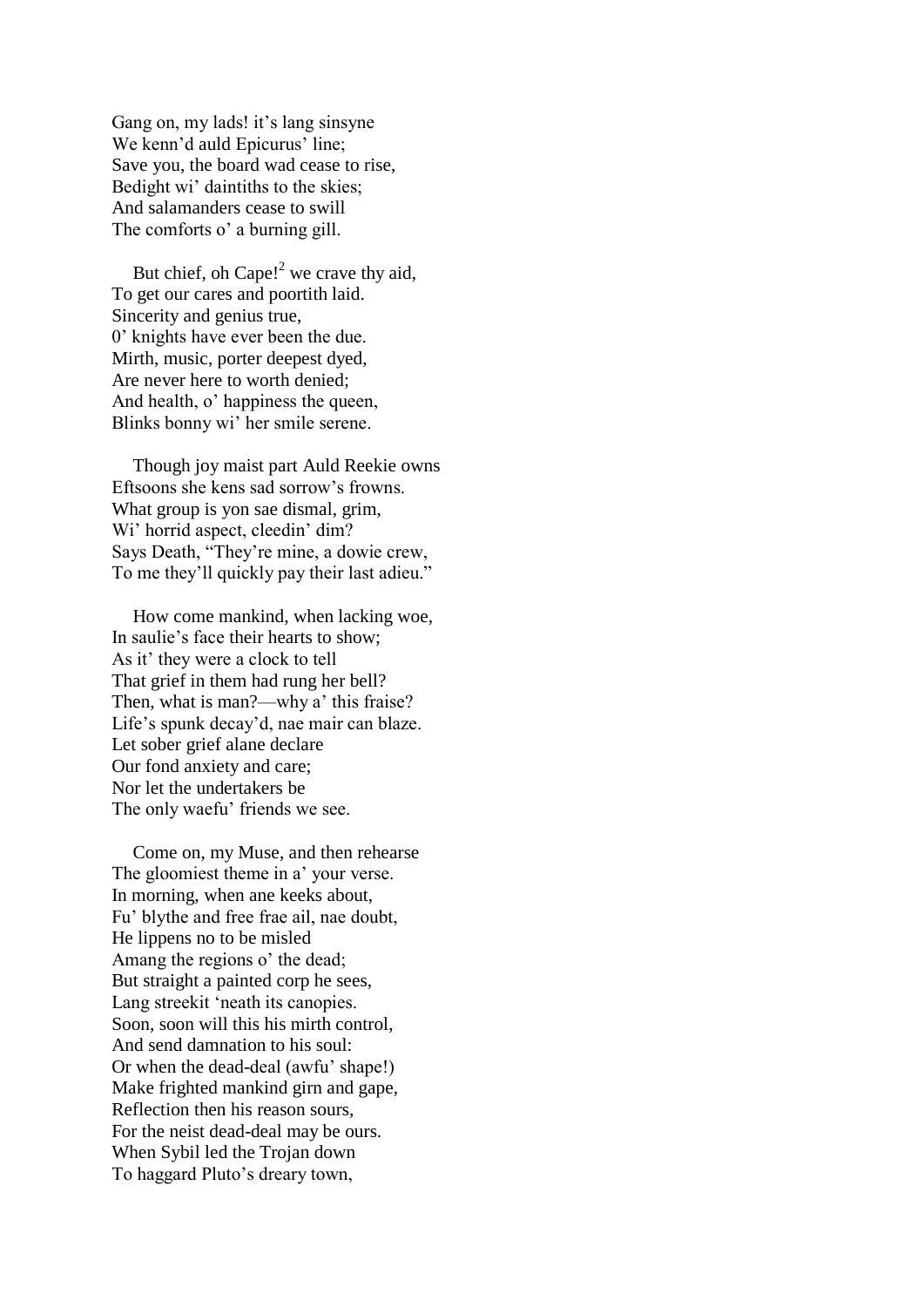Gang on, my lads! it's lang sinsyne
We kenn'd auld Epicurus' line;
Save you, the board wad cease to rise,
Bedight wi' daintiths to the skies;
And salamanders cease to swill
The comforts o' a burning gill.

But chief, oh Cape![2] we crave thy aid,
To get our cares and poortith laid.
Sincerity and genius true,
0' knights have ever been the due.
Mirth, music, porter deepest dyed,
Are never here to worth denied;
And health, o' happiness the queen,
Blinks bonny wi' her smile serene.

Though joy maist part Auld Reekie owns
Eftsoons she kens sad sorrow's frowns.
What group is yon sae dismal, grim,
Wi' horrid aspect, cleedin' dim?
Says Death, "They're mine, a dowie crew,
To me they'll quickly pay their last adieu."

How come mankind, when lacking woe,
In saulie's face their hearts to show;
As it' they were a clock to tell
That grief in them had rung her bell?
Then, what is man?—why a' this fraise?
Life's spunk decay'd, nae mair can blaze.
Let sober grief alane declare
Our fond anxiety and care;
Nor let the undertakers be
The only waefu' friends we see.

Come on, my Muse, and then rehearse
The gloomiest theme in a' your verse.
In morning, when ane keeks about,
Fu' blythe and free frae ail, nae doubt,
He lippens no to be misled
Amang the regions o' the dead;
But straight a painted corp he sees,
Lang streekit 'neath its canopies.
Soon, soon will this his mirth control,
And send damnation to his soul:
Or when the dead-deal (awfu' shape!)
Make frighted mankind girn and gape,
Reflection then his reason sours,
For the neist dead-deal may be ours.
When Sybil led the Trojan down
To haggard Pluto's dreary town,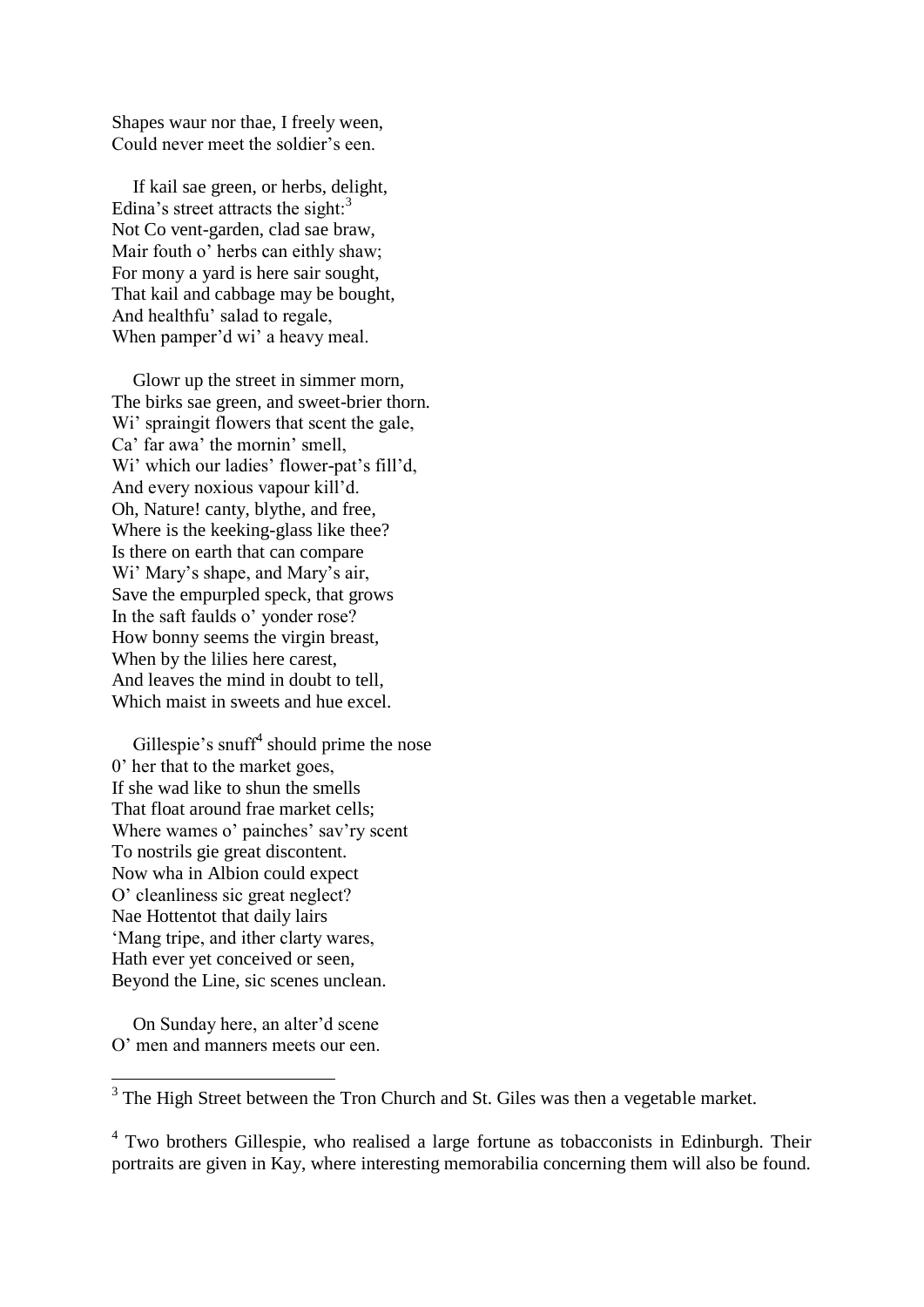Shapes waur nor thae, I freely ween,
Could never meet the soldier's een.

If kail sae green, or herbs, delight,
Edina's street attracts the sight:[3]
Not Co vent-garden, clad sae braw,
Mair fouth o' herbs can eithly shaw;
For mony a yard is here sair sought,
That kail and cabbage may be bought,
And healthfu' salad to regale,
When pamper'd wi' a heavy meal.

Glowr up the street in simmer morn,
The birks sae green, and sweet-brier thorn.
Wi' spraingit flowers that scent the gale,
Ca' far awa' the mornin' smell,
Wi' which our ladies' flower-pat's fill'd,
And every noxious vapour kill'd.
Oh, Nature! canty, blythe, and free,
Where is the keeking-glass like thee?
Is there on earth that can compare
Wi' Mary's shape, and Mary's air,
Save the empurpled speck, that grows
In the saft faulds o' yonder rose?
How bonny seems the virgin breast,
When by the lilies here carest,
And leaves the mind in doubt to tell,
Which maist in sweets and hue excel.

Gillespie's snuff[4] should prime the nose
0' her that to the market goes,
If she wad like to shun the smells
That float around frae market cells;
Where wames o' painches' sav'ry scent
To nostrils gie great discontent.
Now wha in Albion could expect
O' cleanliness sic great neglect?
Nae Hottentot that daily lairs
'Mang tripe, and ither clarty wares,
Hath ever yet conceived or seen,
Beyond the Line, sic scenes unclean.

On Sunday here, an alter'd scene
O' men and manners meets our een.

---

[3] The High Street between the Tron Church and St. Giles was then a vegetable market.

[4] Two brothers Gillespie, who realised a large fortune as tobacconists in Edinburgh. Their portraits are given in Kay, where interesting memorabilia concerning them will also be found.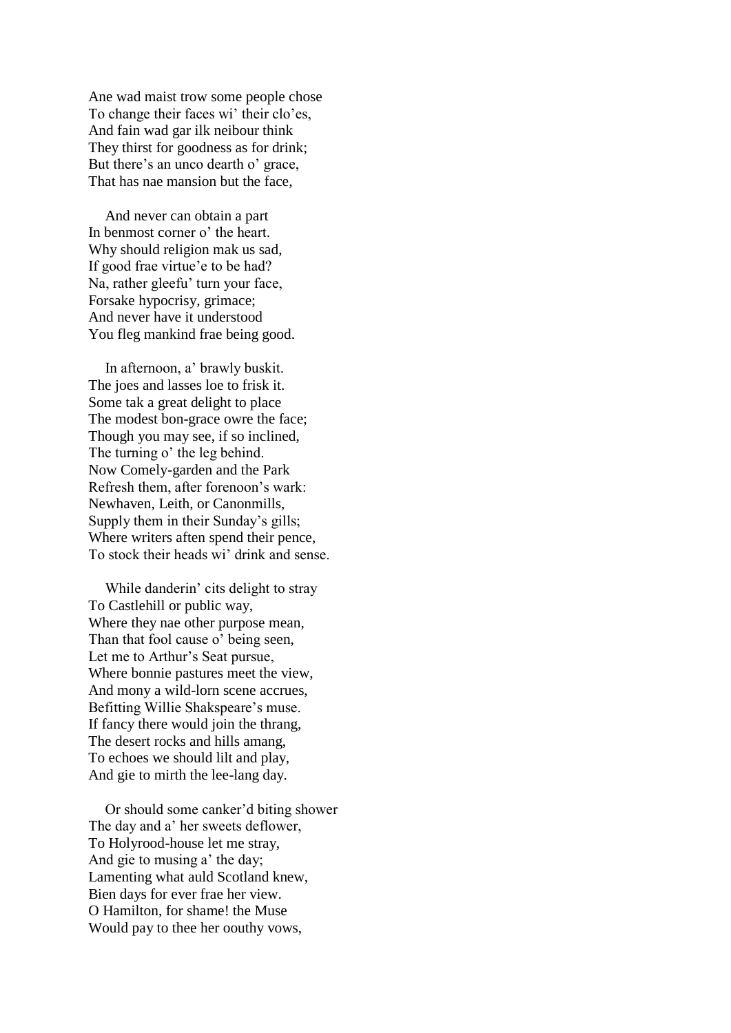Ane wad maist trow some people chose
To change their faces wi' their clo'es,
And fain wad gar ilk neibour think
They thirst for goodness as for drink;
But there's an unco dearth o' grace,
That has nae mansion but the face,

And never can obtain a part
In benmost corner o' the heart.
Why should religion mak us sad,
If good frae virtue'e to be had?
Na, rather gleefu' turn your face,
Forsake hypocrisy, grimace;
And never have it understood
You fleg mankind frae being good.

In afternoon, a' brawly buskit.
The joes and lasses loe to frisk it.
Some tak a great delight to place
The modest bon-grace owre the face;
Though you may see, if so inclined,
The turning o' the leg behind.
Now Comely-garden and the Park
Refresh them, after forenoon's wark:
Newhaven, Leith, or Canonmills,
Supply them in their Sunday's gills;
Where writers aften spend their pence,
To stock their heads wi' drink and sense.

While danderin' cits delight to stray
To Castlehill or public way,
Where they nae other purpose mean,
Than that fool cause o' being seen,
Let me to Arthur's Seat pursue,
Where bonnie pastures meet the view,
And mony a wild-lorn scene accrues,
Befitting Willie Shakspeare's muse.
If fancy there would join the thrang,
The desert rocks and hills amang,
To echoes we should lilt and play,
And gie to mirth the lee-lang day.

Or should some canker'd biting shower
The day and a' her sweets deflower,
To Holyrood-house let me stray,
And gie to musing a' the day;
Lamenting what auld Scotland knew,
Bien days for ever frae her view.
O Hamilton, for shame! the Muse
Would pay to thee her oouthy vows,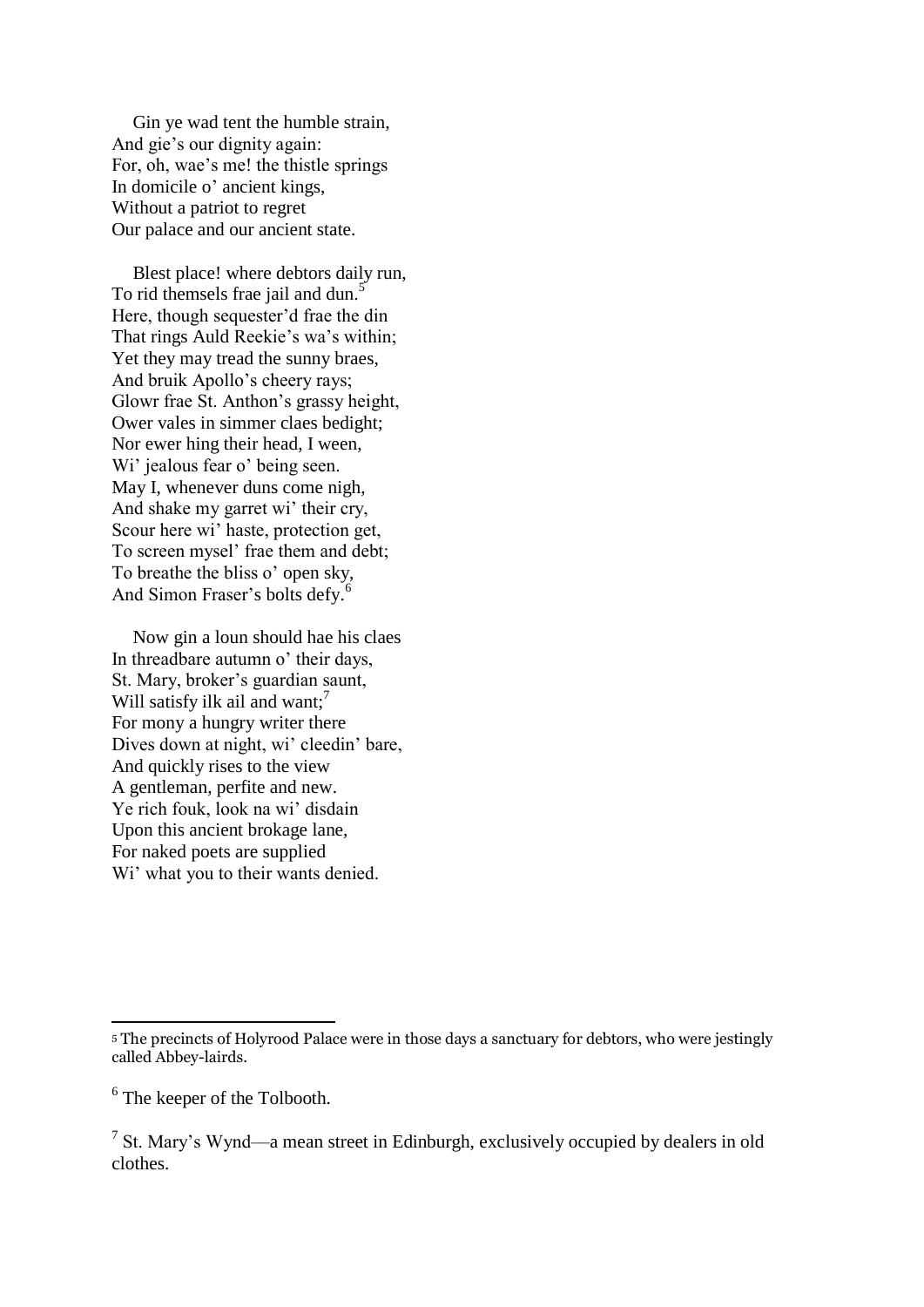Gin ye wad tent the humble strain,
And gie's our dignity again:
For, oh, wae's me! the thistle springs
In domicile o' ancient kings,
Without a patriot to regret
Our palace and our ancient state.

Blest place! where debtors daily run,
To rid themsels frae jail and dun.[5]
Here, though sequester'd frae the din
That rings Auld Reekie's wa's within;
Yet they may tread the sunny braes,
And bruik Apollo's cheery rays;
Glowr frae St. Anthon's grassy height,
Ower vales in simmer claes bedight;
Nor ewer hing their head, I ween,
Wi' jealous fear o' being seen.
May I, whenever duns come nigh,
And shake my garret wi' their cry,
Scour here wi' haste, protection get,
To screen mysel' frae them and debt;
To breathe the bliss o' open sky,
And Simon Fraser's bolts defy.[6]

Now gin a loun should hae his claes
In threadbare autumn o' their days,
St. Mary, broker's guardian saunt,
Will satisfy ilk ail and want;[7]
For mony a hungry writer there
Dives down at night, wi' cleedin' bare,
And quickly rises to the view
A gentleman, perfite and new.
Ye rich fouk, look na wi' disdain
Upon this ancient brokage lane,
For naked poets are supplied
Wi' what you to their wants denied.

---

[5] The precincts of Holyrood Palace were in those days a sanctuary for debtors, who were jestingly called Abbey-lairds.

[6] The keeper of the Tolbooth.

[7] St. Mary's Wynd—a mean street in Edinburgh, exclusively occupied by dealers in old clothes.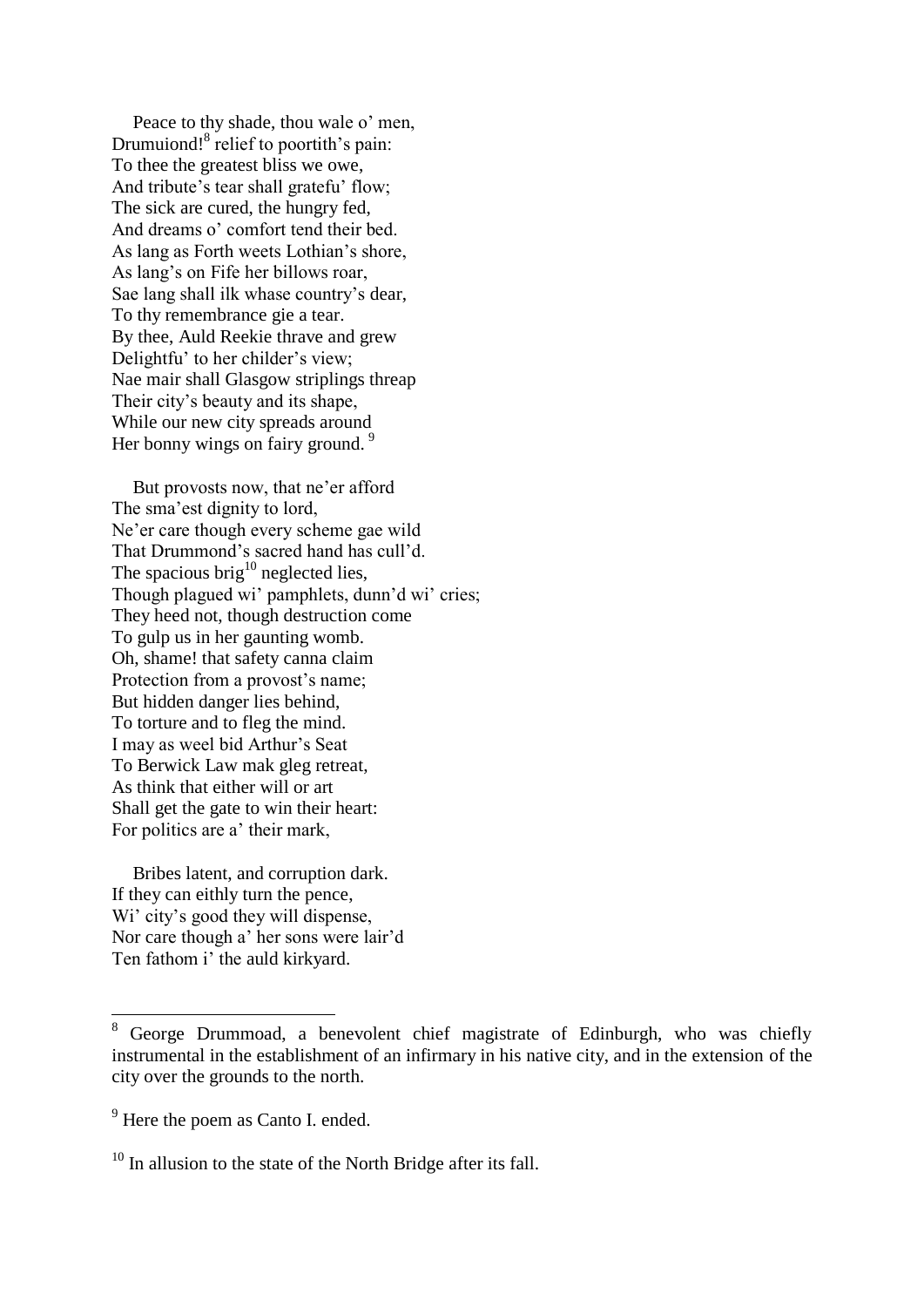Peace to thy shade, thou wale o' men,
Drumuiond![8] relief to poortith's pain:
To thee the greatest bliss we owe,
And tribute's tear shall gratefu' flow;
The sick are cured, the hungry fed,
And dreams o' comfort tend their bed.
As lang as Forth weets Lothian's shore,
As lang's on Fife her billows roar,
Sae lang shall ilk whase country's dear,
To thy remembrance gie a tear.
By thee, Auld Reekie thrave and grew
Delightfu' to her childer's view;
Nae mair shall Glasgow striplings threap
Their city's beauty and its shape,
While our new city spreads around
Her bonny wings on fairy ground. [9]

But provosts now, that ne'er afford
The sma'est dignity to lord,
Ne'er care though every scheme gae wild
That Drummond's sacred hand has cull'd.
The spacious brig[10] neglected lies,
Though plagued wi' pamphlets, dunn'd wi' cries;
They heed not, though destruction come
To gulp us in her gaunting womb.
Oh, shame! that safety canna claim
Protection from a provost's name;
But hidden danger lies behind,
To torture and to fleg the mind.
I may as weel bid Arthur's Seat
To Berwick Law mak gleg retreat,
As think that either will or art
Shall get the gate to win their heart:
For politics are a' their mark,

Bribes latent, and corruption dark.
If they can eithly turn the pence,
Wi' city's good they will dispense,
Nor care though a' her sons were lair'd
Ten fathom i' the auld kirkyard.

---

[8] George Drummoad, a benevolent chief magistrate of Edinburgh, who was chiefly instrumental in the establishment of an infirmary in his native city, and in the extension of the city over the grounds to the north.

[9] Here the poem as Canto I. ended.

[10] In allusion to the state of the North Bridge after its fall.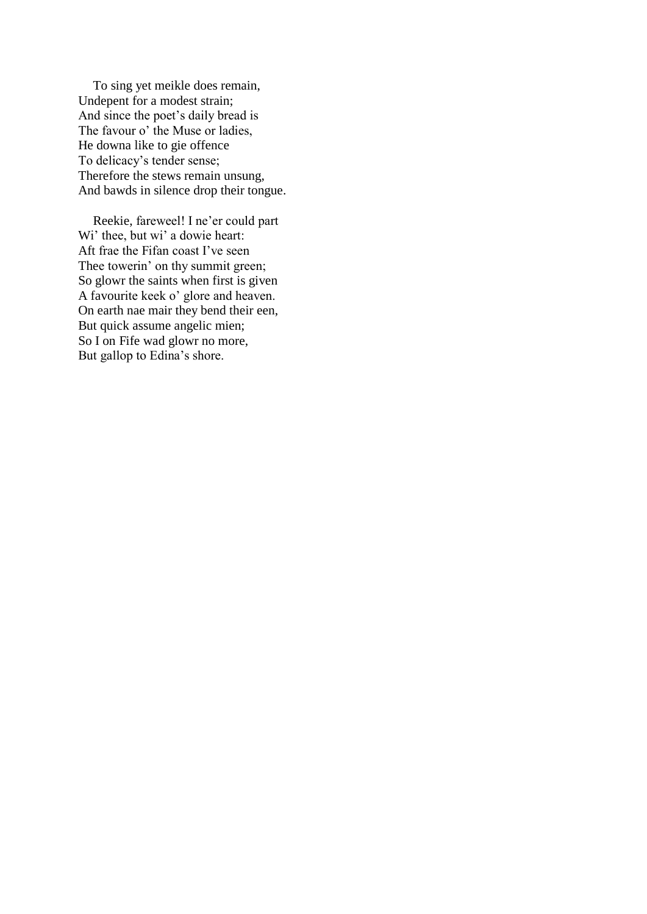To sing yet meikle does remain,
Undepent for a modest strain;
And since the poet's daily bread is
The favour o' the Muse or ladies,
He downa like to gie offence
To delicacy's tender sense;
Therefore the stews remain unsung,
And bawds in silence drop their tongue.

Reekie, fareweel! I ne'er could part
Wi' thee, but wi' a dowie heart:
Aft frae the Fifan coast I've seen
Thee towerin' on thy summit green;
So glowr the saints when first is given
A favourite keek o' glore and heaven.
On earth nae mair they bend their een,
But quick assume angelic mien;
So I on Fife wad glowr no more,
But gallop to Edina's shore.